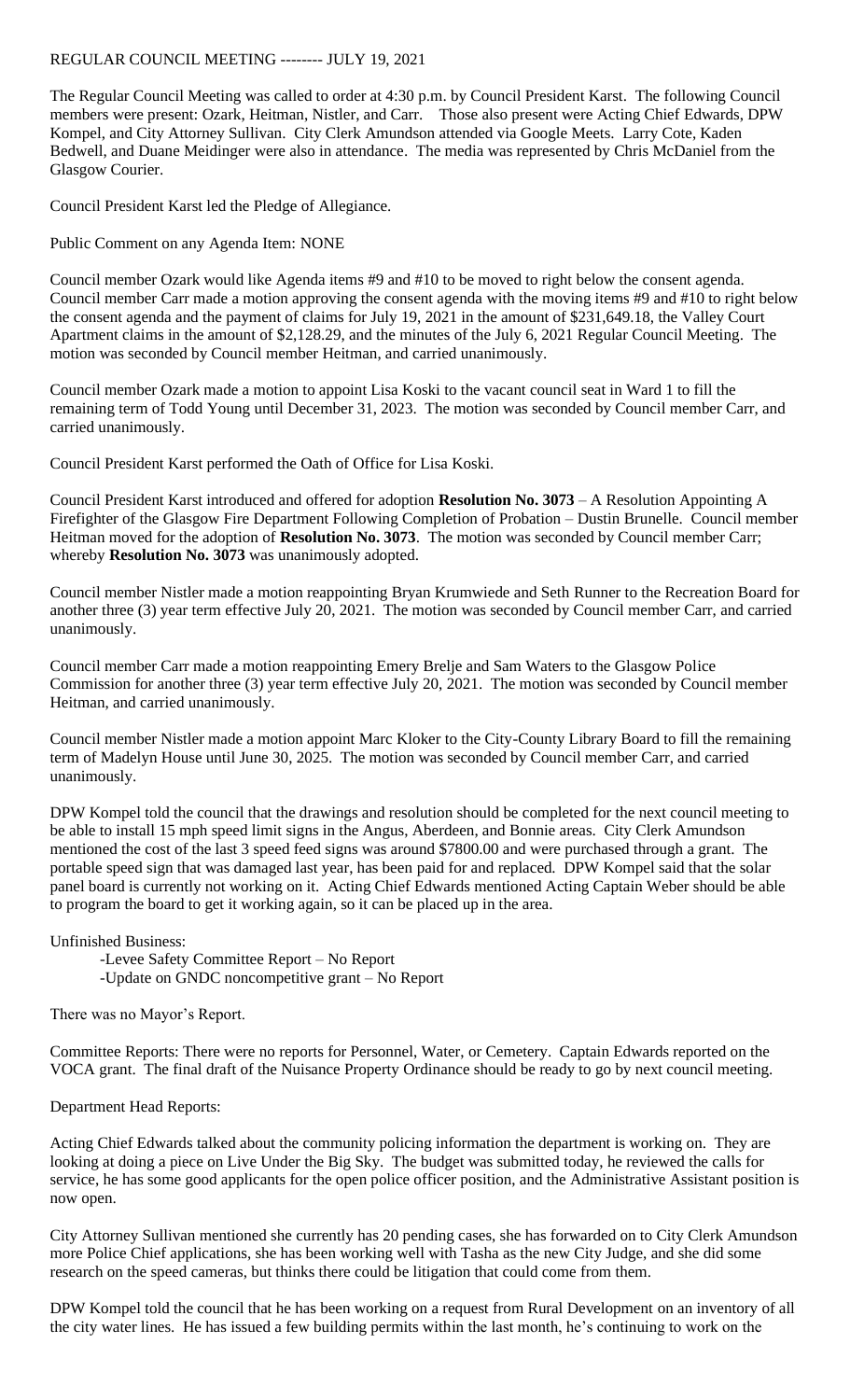REGULAR COUNCIL MEETING -------- JULY 19, 2021

The Regular Council Meeting was called to order at 4:30 p.m. by Council President Karst. The following Council members were present: Ozark, Heitman, Nistler, and Carr. Those also present were Acting Chief Edwards, DPW Kompel, and City Attorney Sullivan. City Clerk Amundson attended via Google Meets. Larry Cote, Kaden Bedwell, and Duane Meidinger were also in attendance. The media was represented by Chris McDaniel from the Glasgow Courier.

Council President Karst led the Pledge of Allegiance.

Public Comment on any Agenda Item: NONE

Council member Ozark would like Agenda items #9 and #10 to be moved to right below the consent agenda. Council member Carr made a motion approving the consent agenda with the moving items #9 and #10 to right below the consent agenda and the payment of claims for July 19, 2021 in the amount of $231,649.18, the Valley Court Apartment claims in the amount of $2,128.29, and the minutes of the July 6, 2021 Regular Council Meeting. The motion was seconded by Council member Heitman, and carried unanimously.

Council member Ozark made a motion to appoint Lisa Koski to the vacant council seat in Ward 1 to fill the remaining term of Todd Young until December 31, 2023. The motion was seconded by Council member Carr, and carried unanimously.

Council President Karst performed the Oath of Office for Lisa Koski.

Council President Karst introduced and offered for adoption **Resolution No. 3073** – A Resolution Appointing A Firefighter of the Glasgow Fire Department Following Completion of Probation – Dustin Brunelle. Council member Heitman moved for the adoption of **Resolution No. 3073**. The motion was seconded by Council member Carr; whereby **Resolution No. 3073** was unanimously adopted.

Council member Nistler made a motion reappointing Bryan Krumwiede and Seth Runner to the Recreation Board for another three (3) year term effective July 20, 2021. The motion was seconded by Council member Carr, and carried unanimously.

Council member Carr made a motion reappointing Emery Brelje and Sam Waters to the Glasgow Police Commission for another three (3) year term effective July 20, 2021. The motion was seconded by Council member Heitman, and carried unanimously.

Council member Nistler made a motion appoint Marc Kloker to the City-County Library Board to fill the remaining term of Madelyn House until June 30, 2025. The motion was seconded by Council member Carr, and carried unanimously.

DPW Kompel told the council that the drawings and resolution should be completed for the next council meeting to be able to install 15 mph speed limit signs in the Angus, Aberdeen, and Bonnie areas. City Clerk Amundson mentioned the cost of the last 3 speed feed signs was around $7800.00 and were purchased through a grant. The portable speed sign that was damaged last year, has been paid for and replaced. DPW Kompel said that the solar panel board is currently not working on it. Acting Chief Edwards mentioned Acting Captain Weber should be able to program the board to get it working again, so it can be placed up in the area.

Unfinished Business:

- Levee Safety Committee Report – No Report
- Update on GNDC noncompetitive grant – No Report

There was no Mayor's Report.

Committee Reports: There were no reports for Personnel, Water, or Cemetery. Captain Edwards reported on the VOCA grant. The final draft of the Nuisance Property Ordinance should be ready to go by next council meeting.

Department Head Reports:

Acting Chief Edwards talked about the community policing information the department is working on. They are looking at doing a piece on Live Under the Big Sky. The budget was submitted today, he reviewed the calls for service, he has some good applicants for the open police officer position, and the Administrative Assistant position is now open.

City Attorney Sullivan mentioned she currently has 20 pending cases, she has forwarded on to City Clerk Amundson more Police Chief applications, she has been working well with Tasha as the new City Judge, and she did some research on the speed cameras, but thinks there could be litigation that could come from them.

DPW Kompel told the council that he has been working on a request from Rural Development on an inventory of all the city water lines. He has issued a few building permits within the last month, he's continuing to work on the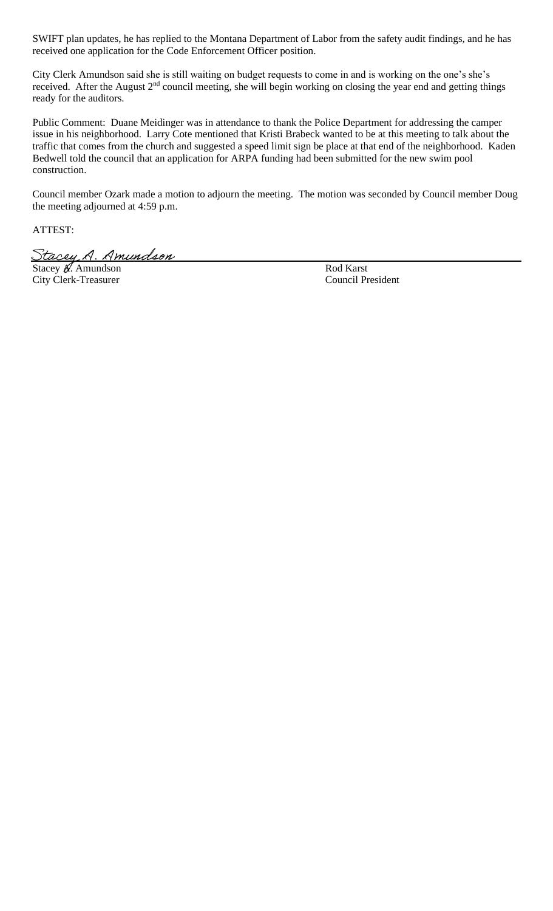SWIFT plan updates, he has replied to the Montana Department of Labor from the safety audit findings, and he has received one application for the Code Enforcement Officer position.

City Clerk Amundson said she is still waiting on budget requests to come in and is working on the one's she's received. After the August 2nd council meeting, she will begin working on closing the year end and getting things ready for the auditors.

Public Comment: Duane Meidinger was in attendance to thank the Police Department for addressing the camper issue in his neighborhood. Larry Cote mentioned that Kristi Brabeck wanted to be at this meeting to talk about the traffic that comes from the church and suggested a speed limit sign be place at that end of the neighborhood. Kaden Bedwell told the council that an application for ARPA funding had been submitted for the new swim pool construction.

Council member Ozark made a motion to adjourn the meeting. The motion was seconded by Council member Doug the meeting adjourned at 4:59 p.m.

ATTEST:

*Stacey A. Amundson*

| | |
|---|---|
| Stacey A. Amundson | Rod Karst |
| City Clerk-Treasurer | Council President |